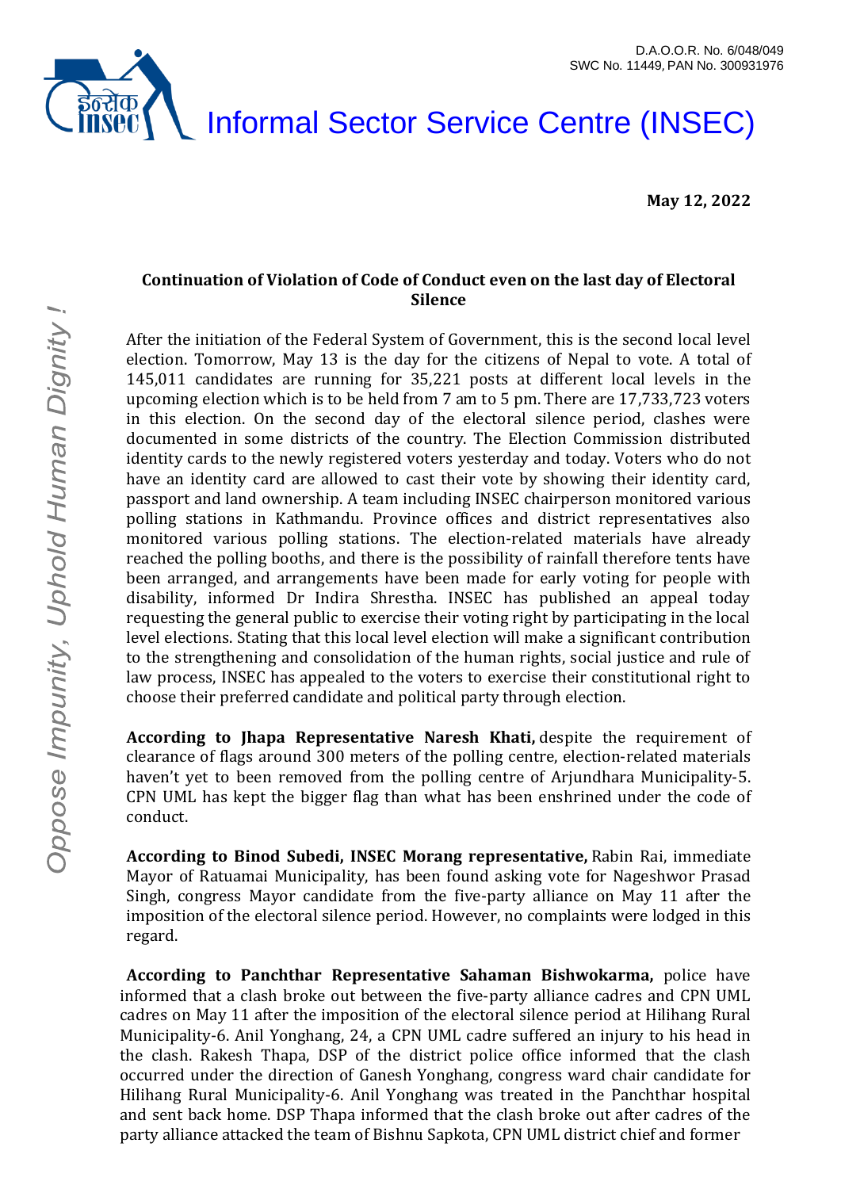D.A.O.O.R. No. 6/048/049
SWC No. 11449, PAN No. 300931976

# Informal Sector Service Centre (INSEC)

*Oppose Impunity, Uphold Human Dignity !*

**May 12, 2022**

### Continuation of Violation of Code of Conduct even on the last day of Electoral Silence

After the initiation of the Federal System of Government, this is the second local level election. Tomorrow, May 13 is the day for the citizens of Nepal to vote. A total of 145,011 candidates are running for 35,221 posts at different local levels in the upcoming election which is to be held from 7 am to 5 pm. There are 17,733,723 voters in this election. On the second day of the electoral silence period, clashes were documented in some districts of the country. The Election Commission distributed identity cards to the newly registered voters yesterday and today. Voters who do not have an identity card are allowed to cast their vote by showing their identity card, passport and land ownership. A team including INSEC chairperson monitored various polling stations in Kathmandu. Province offices and district representatives also monitored various polling stations. The election-related materials have already reached the polling booths, and there is the possibility of rainfall therefore tents have been arranged, and arrangements have been made for early voting for people with disability, informed Dr Indira Shrestha. INSEC has published an appeal today requesting the general public to exercise their voting right by participating in the local level elections. Stating that this local level election will make a significant contribution to the strengthening and consolidation of the human rights, social justice and rule of law process, INSEC has appealed to the voters to exercise their constitutional right to choose their preferred candidate and political party through election.

**According to Jhapa Representative Naresh Khati,** despite the requirement of clearance of flags around 300 meters of the polling centre, election-related materials haven't yet to been removed from the polling centre of Arjundhara Municipality-5. CPN UML has kept the bigger flag than what has been enshrined under the code of conduct.

**According to Binod Subedi, INSEC Morang representative,** Rabin Rai, immediate Mayor of Ratuamai Municipality, has been found asking vote for Nageshwor Prasad Singh, congress Mayor candidate from the five-party alliance on May 11 after the imposition of the electoral silence period. However, no complaints were lodged in this regard.

**According to Panchthar Representative Sahaman Bishwokarma,** police have informed that a clash broke out between the five-party alliance cadres and CPN UML cadres on May 11 after the imposition of the electoral silence period at Hilihang Rural Municipality-6. Anil Yonghang, 24, a CPN UML cadre suffered an injury to his head in the clash. Rakesh Thapa, DSP of the district police office informed that the clash occurred under the direction of Ganesh Yonghang, congress ward chair candidate for Hilihang Rural Municipality-6. Anil Yonghang was treated in the Panchthar hospital and sent back home. DSP Thapa informed that the clash broke out after cadres of the party alliance attacked the team of Bishnu Sapkota, CPN UML district chief and former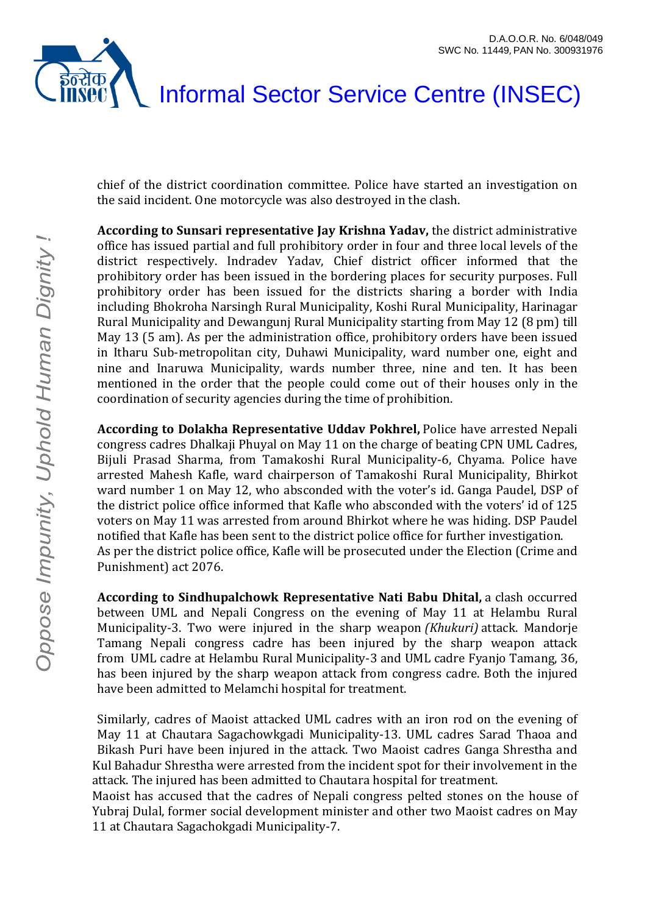chief of the district coordination committee. Police have started an investigation on the said incident. One motorcycle was also destroyed in the clash.

**According to Sunsari representative Jay Krishna Yadav,** the district administrative office has issued partial and full prohibitory order in four and three local levels of the district respectively. Indradev Yadav, Chief district officer informed that the prohibitory order has been issued in the bordering places for security purposes. Full prohibitory order has been issued for the districts sharing a border with India including Bhokroha Narsingh Rural Municipality, Koshi Rural Municipality, Harinagar Rural Municipality and Dewangunj Rural Municipality starting from May 12 (8 pm) till May 13 (5 am). As per the administration office, prohibitory orders have been issued in Itharu Sub-metropolitan city, Duhawi Municipality, ward number one, eight and nine and Inaruwa Municipality, wards number three, nine and ten. It has been mentioned in the order that the people could come out of their houses only in the coordination of security agencies during the time of prohibition.

**According to Dolakha Representative Uddav Pokhrel,** Police have arrested Nepali congress cadres Dhalkaji Phuyal on May 11 on the charge of beating CPN UML Cadres, Bijuli Prasad Sharma, from Tamakoshi Rural Municipality-6, Chyama. Police have arrested Mahesh Kafle, ward chairperson of Tamakoshi Rural Municipality, Bhirkot ward number 1 on May 12, who absconded with the voter's id. Ganga Paudel, DSP of the district police office informed that Kafle who absconded with the voters' id of 125 voters on May 11 was arrested from around Bhirkot where he was hiding. DSP Paudel notified that Kafle has been sent to the district police office for further investigation. As per the district police office, Kafle will be prosecuted under the Election (Crime and Punishment) act 2076.

**According to Sindhupalchowk Representative Nati Babu Dhital,** a clash occurred between UML and Nepali Congress on the evening of May 11 at Helambu Rural Municipality-3. Two were injured in the sharp weapon *(Khukuri)* attack. Mandorje Tamang Nepali congress cadre has been injured by the sharp weapon attack from UML cadre at Helambu Rural Municipality-3 and UML cadre Fyanjo Tamang, 36, has been injured by the sharp weapon attack from congress cadre. Both the injured have been admitted to Melamchi hospital for treatment.

Similarly, cadres of Maoist attacked UML cadres with an iron rod on the evening of May 11 at Chautara Sagachowkgadi Municipality-13. UML cadres Sarad Thaoa and Bikash Puri have been injured in the attack. Two Maoist cadres Ganga Shrestha and Kul Bahadur Shrestha were arrested from the incident spot for their involvement in the attack. The injured has been admitted to Chautara hospital for treatment.
Maoist has accused that the cadres of Nepali congress pelted stones on the house of Yubraj Dulal, former social development minister and other two Maoist cadres on May 11 at Chautara Sagachokgadi Municipality-7.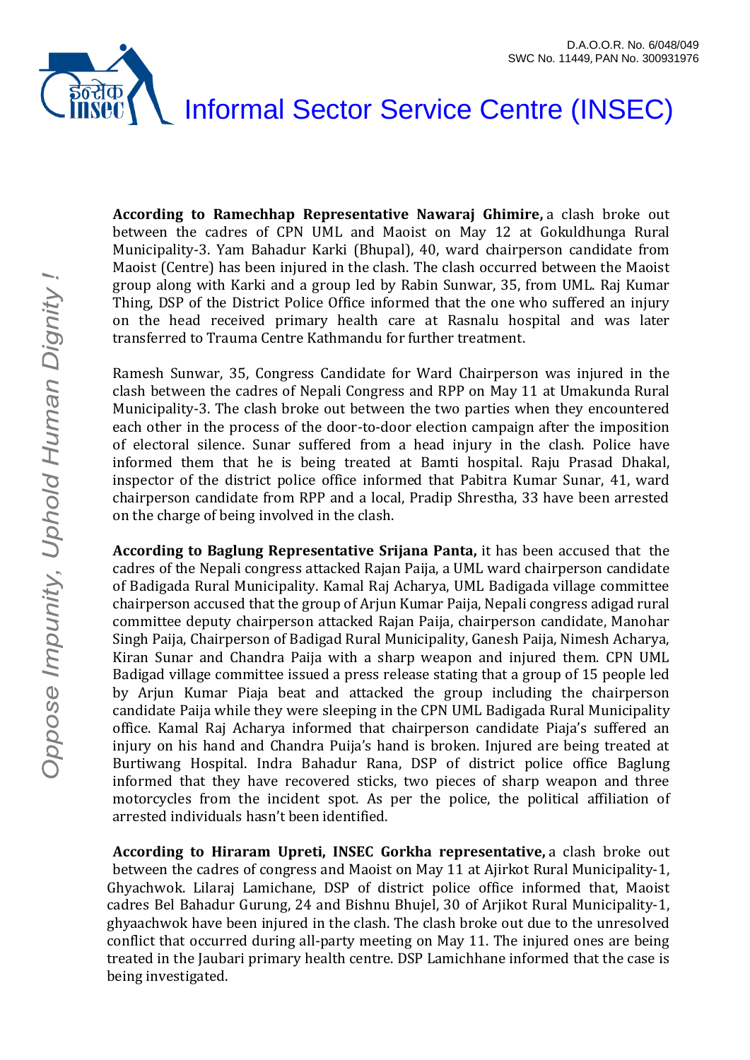**According to Ramechhap Representative Nawaraj Ghimire,** a clash broke out between the cadres of CPN UML and Maoist on May 12 at Gokuldhunga Rural Municipality-3. Yam Bahadur Karki (Bhupal), 40, ward chairperson candidate from Maoist (Centre) has been injured in the clash. The clash occurred between the Maoist group along with Karki and a group led by Rabin Sunwar, 35, from UML. Raj Kumar Thing, DSP of the District Police Office informed that the one who suffered an injury on the head received primary health care at Rasnalu hospital and was later transferred to Trauma Centre Kathmandu for further treatment.

Ramesh Sunwar, 35, Congress Candidate for Ward Chairperson was injured in the clash between the cadres of Nepali Congress and RPP on May 11 at Umakunda Rural Municipality-3. The clash broke out between the two parties when they encountered each other in the process of the door-to-door election campaign after the imposition of electoral silence. Sunar suffered from a head injury in the clash. Police have informed them that he is being treated at Bamti hospital. Raju Prasad Dhakal, inspector of the district police office informed that Pabitra Kumar Sunar, 41, ward chairperson candidate from RPP and a local, Pradip Shrestha, 33 have been arrested on the charge of being involved in the clash.

**According to Baglung Representative Srijana Panta,** it has been accused that the cadres of the Nepali congress attacked Rajan Paija, a UML ward chairperson candidate of Badigada Rural Municipality. Kamal Raj Acharya, UML Badigada village committee chairperson accused that the group of Arjun Kumar Paija, Nepali congress adigad rural committee deputy chairperson attacked Rajan Paija, chairperson candidate, Manohar Singh Paija, Chairperson of Badigad Rural Municipality, Ganesh Paija, Nimesh Acharya, Kiran Sunar and Chandra Paija with a sharp weapon and injured them. CPN UML Badigad village committee issued a press release stating that a group of 15 people led by Arjun Kumar Piaja beat and attacked the group including the chairperson candidate Paija while they were sleeping in the CPN UML Badigada Rural Municipality office. Kamal Raj Acharya informed that chairperson candidate Piaja's suffered an injury on his hand and Chandra Puija's hand is broken. Injured are being treated at Burtiwang Hospital. Indra Bahadur Rana, DSP of district police office Baglung informed that they have recovered sticks, two pieces of sharp weapon and three motorcycles from the incident spot. As per the police, the political affiliation of arrested individuals hasn't been identified.

**According to Hiraram Upreti, INSEC Gorkha representative,** a clash broke out between the cadres of congress and Maoist on May 11 at Ajirkot Rural Municipality-1, Ghyachwok. Lilaraj Lamichane, DSP of district police office informed that, Maoist cadres Bel Bahadur Gurung, 24 and Bishnu Bhujel, 30 of Arjikot Rural Municipality-1, ghyaachwok have been injured in the clash. The clash broke out due to the unresolved conflict that occurred during all-party meeting on May 11. The injured ones are being treated in the Jaubari primary health centre. DSP Lamichhane informed that the case is being investigated.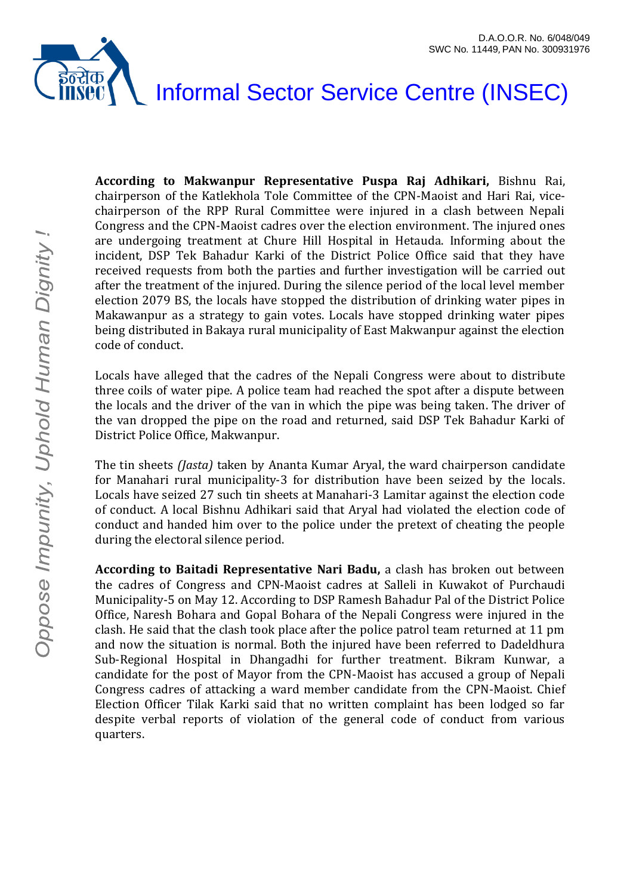**According to Makwanpur Representative Puspa Raj Adhikari,** Bishnu Rai, chairperson of the Katlekhola Tole Committee of the CPN-Maoist and Hari Rai, vice-chairperson of the RPP Rural Committee were injured in a clash between Nepali Congress and the CPN-Maoist cadres over the election environment. The injured ones are undergoing treatment at Chure Hill Hospital in Hetauda. Informing about the incident, DSP Tek Bahadur Karki of the District Police Office said that they have received requests from both the parties and further investigation will be carried out after the treatment of the injured. During the silence period of the local level member election 2079 BS, the locals have stopped the distribution of drinking water pipes in Makawanpur as a strategy to gain votes. Locals have stopped drinking water pipes being distributed in Bakaya rural municipality of East Makwanpur against the election code of conduct.

Locals have alleged that the cadres of the Nepali Congress were about to distribute three coils of water pipe. A police team had reached the spot after a dispute between the locals and the driver of the van in which the pipe was being taken. The driver of the van dropped the pipe on the road and returned, said DSP Tek Bahadur Karki of District Police Office, Makwanpur.

The tin sheets *(Jasta)* taken by Ananta Kumar Aryal, the ward chairperson candidate for Manahari rural municipality-3 for distribution have been seized by the locals. Locals have seized 27 such tin sheets at Manahari-3 Lamitar against the election code of conduct. A local Bishnu Adhikari said that Aryal had violated the election code of conduct and handed him over to the police under the pretext of cheating the people during the electoral silence period.

**According to Baitadi Representative Nari Badu,** a clash has broken out between the cadres of Congress and CPN-Maoist cadres at Salleli in Kuwakot of Purchaudi Municipality-5 on May 12. According to DSP Ramesh Bahadur Pal of the District Police Office, Naresh Bohara and Gopal Bohara of the Nepali Congress were injured in the clash. He said that the clash took place after the police patrol team returned at 11 pm and now the situation is normal. Both the injured have been referred to Dadeldhura Sub-Regional Hospital in Dhangadhi for further treatment. Bikram Kunwar, a candidate for the post of Mayor from the CPN-Maoist has accused a group of Nepali Congress cadres of attacking a ward member candidate from the CPN-Maoist. Chief Election Officer Tilak Karki said that no written complaint has been lodged so far despite verbal reports of violation of the general code of conduct from various quarters.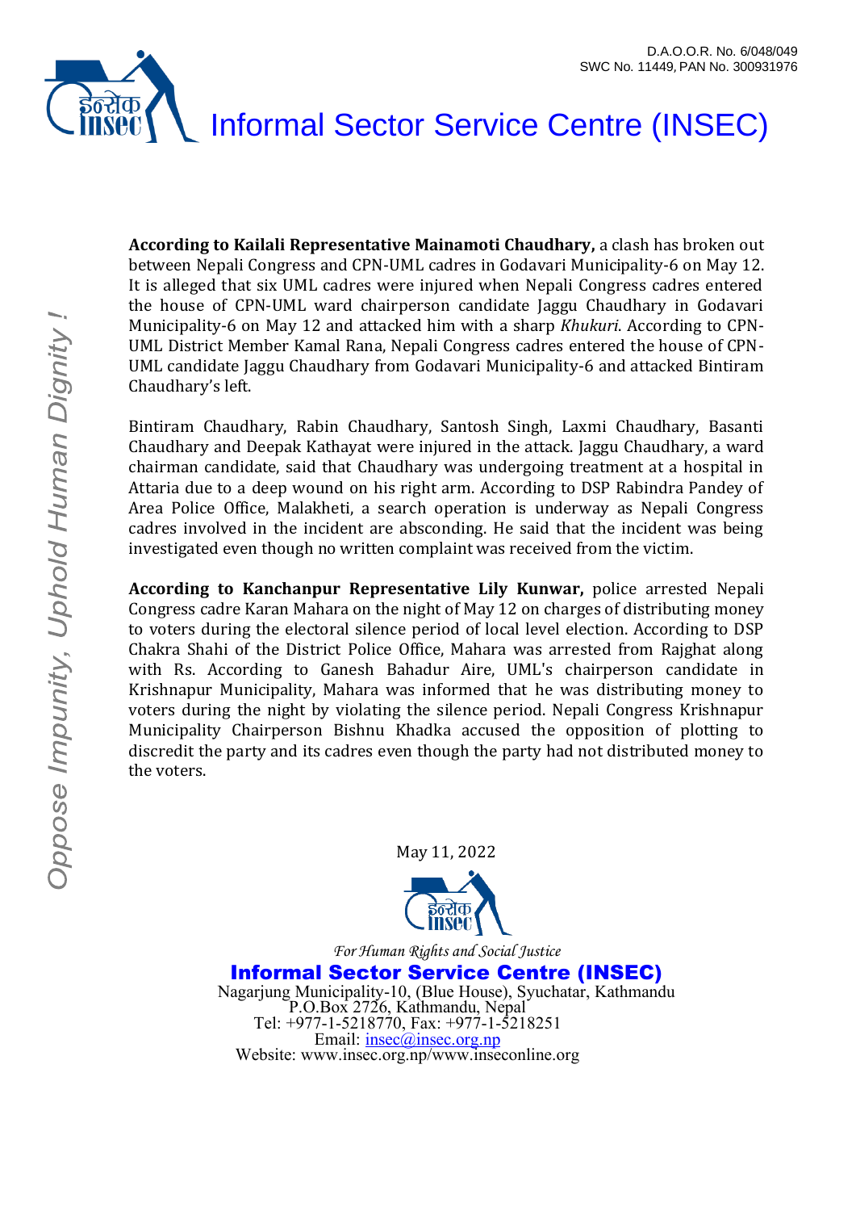**According to Kailali Representative Mainamoti Chaudhary,** a clash has broken out between Nepali Congress and CPN-UML cadres in Godavari Municipality-6 on May 12. It is alleged that six UML cadres were injured when Nepali Congress cadres entered the house of CPN-UML ward chairperson candidate Jaggu Chaudhary in Godavari Municipality-6 on May 12 and attacked him with a sharp *Khukuri*. According to CPN-UML District Member Kamal Rana, Nepali Congress cadres entered the house of CPN-UML candidate Jaggu Chaudhary from Godavari Municipality-6 and attacked Bintiram Chaudhary's left.

Bintiram Chaudhary, Rabin Chaudhary, Santosh Singh, Laxmi Chaudhary, Basanti Chaudhary and Deepak Kathayat were injured in the attack. Jaggu Chaudhary, a ward chairman candidate, said that Chaudhary was undergoing treatment at a hospital in Attaria due to a deep wound on his right arm. According to DSP Rabindra Pandey of Area Police Office, Malakheti, a search operation is underway as Nepali Congress cadres involved in the incident are absconding. He said that the incident was being investigated even though no written complaint was received from the victim.

**According to Kanchanpur Representative Lily Kunwar,** police arrested Nepali Congress cadre Karan Mahara on the night of May 12 on charges of distributing money to voters during the electoral silence period of local level election. According to DSP Chakra Shahi of the District Police Office, Mahara was arrested from Rajghat along with Rs. According to Ganesh Bahadur Aire, UML's chairperson candidate in Krishnapur Municipality, Mahara was informed that he was distributing money to voters during the night by violating the silence period. Nepali Congress Krishnapur Municipality Chairperson Bishnu Khadka accused the opposition of plotting to discredit the party and its cadres even though the party had not distributed money to the voters.

May 11, 2022

*For Human Rights and Social Justice*

**Informal Sector Service Centre (INSEC)**

Nagarjung Municipality-10, (Blue House), Syuchatar, Kathmandu
P.O.Box 2726, Kathmandu, Nepal
Tel: +977-1-5218770, Fax: +977-1-5218251
Email: insec@insec.org.np
Website: www.insec.org.np/www.inseconline.org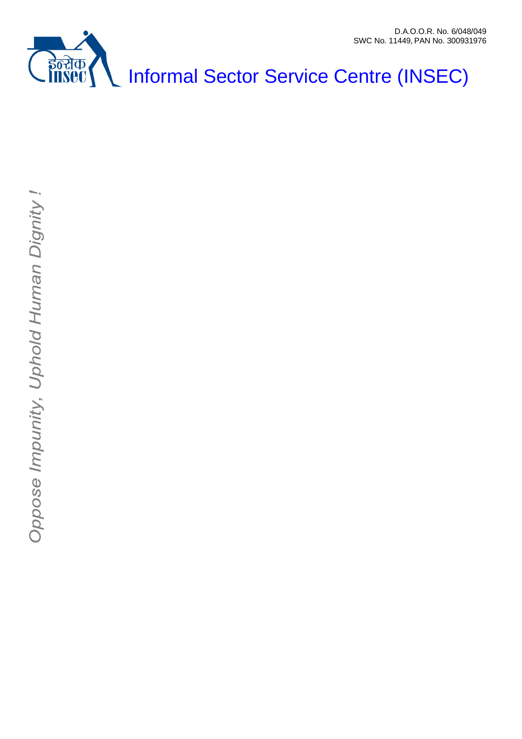D.A.O.O.R. No. 6/048/049
SWC No. 11449, PAN No. 300931976

# Informal Sector Service Centre (INSEC)

*Oppose Impunity, Uphold Human Dignity !*